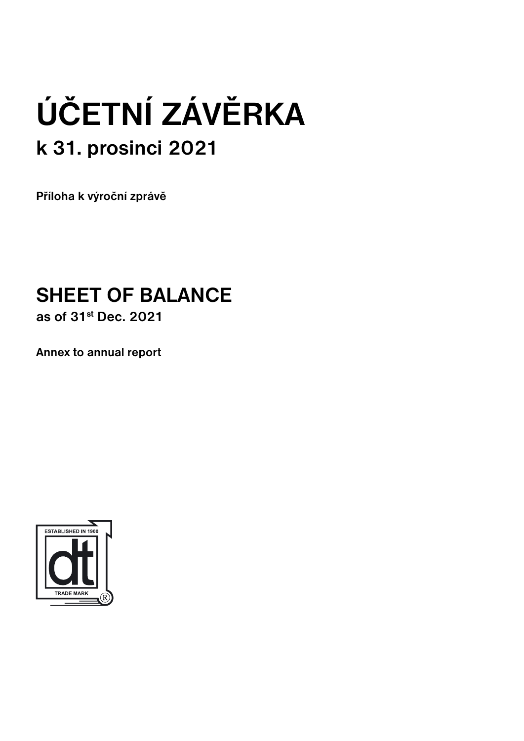# ÚČETNÍ ZÁVĚRKA

## k 31. prosinci 2021

**Příloha k výroční zprávě**

# SHEET OF BALANCE

**as of 31st Dec. 2021**

**Annex to annual report**

ESTABLISHED IN 1900

dt

TRADE MARK ®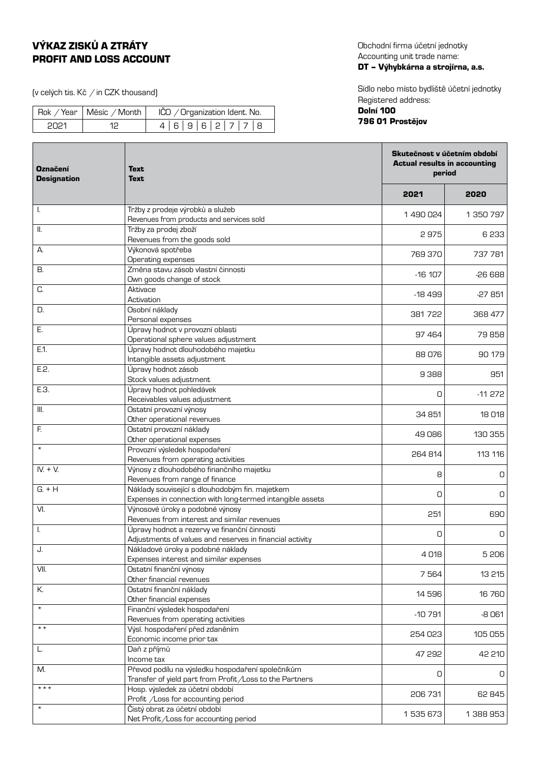# VÝKAZ ZISKŮ A ZTRÁTY
# PROFIT AND LOSS ACCOUNT

(v celých tis. Kč / in CZK thousand)

| Rok / Year | Měsíc / Month | IČO / Organization Ident. No. |
|---|---|---|
| 2021 | 12 | 4 6 9 6 2 7 7 8 |

Obchodní firma účetní jednotky
Accounting unit trade name:
**DT – Výhybkárna a strojírna, a.s.**

Sídlo nebo místo bydliště účetní jednotky
Registered address:
**Dolní 100**
**796 01 Prostějov**

| Označení<br>Designation | Text<br>Text | Skutečnost v účetním období<br>Actual results in accounting period | |
|---|---|---|---|
| | | **2021** | **2020** |
| I. | Tržby z prodeje výrobků a služeb<br>Revenues from products and services sold | 1 490 024 | 1 350 797 |
| II. | Tržby za prodej zboží<br>Revenues from the goods sold | 2 975 | 6 233 |
| A. | Výkonová spotřeba<br>Operating expenses | 769 370 | 737 781 |
| B. | Změna stavu zásob vlastní činnosti<br>Own goods change of stock | -16 107 | -26 688 |
| C. | Aktivace<br>Activation | -18 499 | -27 851 |
| D. | Osobní náklady<br>Personal expenses | 381 722 | 368 477 |
| E. | Úpravy hodnot v provozní oblasti<br>Operational sphere values adjustment | 97 464 | 79 858 |
| E.1. | Úpravy hodnot dlouhodobého majetku<br>Intangible assets adjustment | 88 076 | 90 179 |
| E.2. | Úpravy hodnot zásob<br>Stock values adjustment | 9 388 | 951 |
| E.3. | Úpravy hodnot pohledávek<br>Receivables values adjustment | 0 | -11 272 |
| III. | Ostatní provozní výnosy<br>Other operational revenues | 34 851 | 18 018 |
| F. | Ostatní provozní náklady<br>Other operational expenses | 49 086 | 130 355 |
| * | Provozní výsledek hospodaření<br>Revenues from operating activities | 264 814 | 113 116 |
| IV. + V. | Výnosy z dlouhodobého finančního majetku<br>Revenues from range of finance | 8 | 0 |
| G. + H | Náklady související s dlouhodobým fin. majetkem<br>Expenses in connection with long-termed intangible assets | 0 | 0 |
| VI. | Výnosové úroky a podobné výnosy<br>Revenues from interest and similar revenues | 251 | 690 |
| I. | Úpravy hodnot a rezervy ve finanční činnosti<br>Adjustments of values and reserves in financial activity | 0 | 0 |
| J. | Nákladové úroky a podobné náklady<br>Expenses interest and similar expenses | 4 018 | 5 206 |
| VII. | Ostatní finanční výnosy<br>Other financial revenues | 7 564 | 13 215 |
| K. | Ostatní finanční náklady<br>Other financial expenses | 14 596 | 16 760 |
| * | Finanční výsledek hospodaření<br>Revenues from operating activities | -10 791 | -8 061 |
| ** | Výsl. hospodaření před zdaněním<br>Economic income prior tax | 254 023 | 105 055 |
| L. | Daň z příjmů<br>Income tax | 47 292 | 42 210 |
| M. | Převod podílu na výsledku hospodaření společníkům<br>Transfer of yield part from Profit/Loss to the Partners | 0 | 0 |
| *** | Hosp. výsledek za účetní období<br>Profit /Loss for accounting period | 206 731 | 62 845 |
| * | Čistý obrat za účetní období<br>Net Profit/Loss for accounting period | 1 535 673 | 1 388 953 |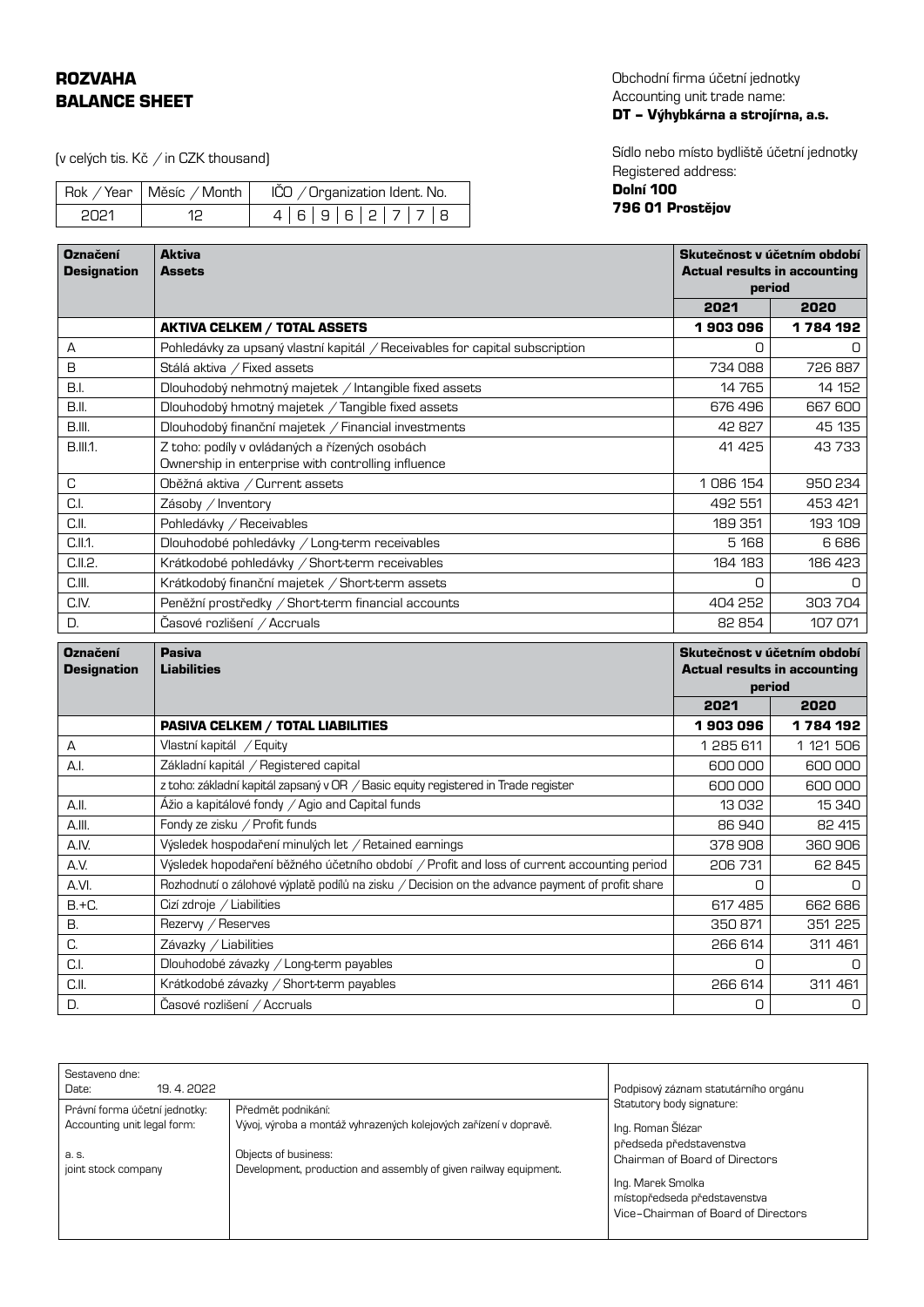# ROZVAHA
# BALANCE SHEET

(v celých tis. Kč / in CZK thousand)

| Rok / Year | Měsíc / Month | IČO / Organization Ident. No. |
|---|---|---|
| 2021 | 12 | 4 6 9 6 2 7 7 8 |

Obchodní firma účetní jednotky
Accounting unit trade name:
**DT – Výhybkárna a strojírna, a.s.**

Sídlo nebo místo bydliště účetní jednotky
Registered address:
**Dolní 100**
**796 01 Prostějov**

| Označení Designation | Aktiva Assets | Skutečnost v účetním období Actual results in accounting period | |
|---|---|---|---|
| | | **2021** | **2020** |
| | **AKTIVA CELKEM / TOTAL ASSETS** | **1 903 096** | **1 784 192** |
| A | Pohledávky za upsaný vlastní kapitál / Receivables for capital subscription | 0 | 0 |
| B | Stálá aktiva / Fixed assets | 734 088 | 726 887 |
| B.I. | Dlouhodobý nehmotný majetek / Intangible fixed assets | 14 765 | 14 152 |
| B.II. | Dlouhodobý hmotný majetek / Tangible fixed assets | 676 496 | 667 600 |
| B.III. | Dlouhodobý finanční majetek / Financial investments | 42 827 | 45 135 |
| B.III.1. | Z toho: podíly v ovládaných a řízených osobách Ownership in enterprise with controlling influence | 41 425 | 43 733 |
| C | Oběžná aktiva / Current assets | 1 086 154 | 950 234 |
| C.I. | Zásoby / Inventory | 492 551 | 453 421 |
| C.II. | Pohledávky / Receivables | 189 351 | 193 109 |
| C.II.1. | Dlouhodobé pohledávky / Long-term receivables | 5 168 | 6 686 |
| C.II.2. | Krátkodobé pohledávky / Short-term receivables | 184 183 | 186 423 |
| C.III. | Krátkodobý finanční majetek / Short-term assets | 0 | 0 |
| C.IV. | Peněžní prostředky / Short-term financial accounts | 404 252 | 303 704 |
| D. | Časové rozlišení / Accruals | 82 854 | 107 071 |

| Označení Designation | Pasiva Liabilities | Skutečnost v účetním období Actual results in accounting period | |
|---|---|---|---|
| | | **2021** | **2020** |
| | **PASIVA CELKEM / TOTAL LIABILITIES** | **1 903 096** | **1 784 192** |
| A | Vlastní kapitál / Equity | 1 285 611 | 1 121 506 |
| A.I. | Základní kapitál / Registered capital | 600 000 | 600 000 |
| | z toho: základní kapitál zapsaný v OR / Basic equity registered in Trade register | 600 000 | 600 000 |
| A.II. | Ážio a kapitálové fondy / Agio and Capital funds | 13 032 | 15 340 |
| A.III. | Fondy ze zisku / Profit funds | 86 940 | 82 415 |
| A.IV. | Výsledek hospodaření minulých let / Retained earnings | 378 908 | 360 906 |
| A.V. | Výsledek hopodaření běžného účetního období / Profit and loss of current accounting period | 206 731 | 62 845 |
| A.VI. | Rozhodnutí o zálohové výplatě podílů na zisku / Decision on the advance payment of profit share | 0 | 0 |
| B.+C. | Cizí zdroje / Liabilities | 617 485 | 662 686 |
| B. | Rezervy / Reserves | 350 871 | 351 225 |
| C. | Závazky / Liabilities | 266 614 | 311 461 |
| C.I. | Dlouhodobé závazky / Long-term payables | 0 | 0 |
| C.II. | Krátkodobé závazky / Short-term payables | 266 614 | 311 461 |
| D. | Časové rozlišení / Accruals | 0 | 0 |

| Sestaveno dne: Date: 19. 4. 2022 | | Podpisový záznam statutárního orgánu Statutory body signature: |
|---|---|---|
| Právní forma účetní jednotky: Accounting unit legal form: a. s. joint stock company | Předmět podnikání: Vývoj, výroba a montáž vyhrazených kolejových zařízení v dopravě. Objects of business: Development, production and assembly of given railway equipment. | Ing. Roman Šlézar předseda představenstva Chairman of Board of Directors Ing. Marek Smolka místopředseda představenstva Vice–Chairman of Board of Directors |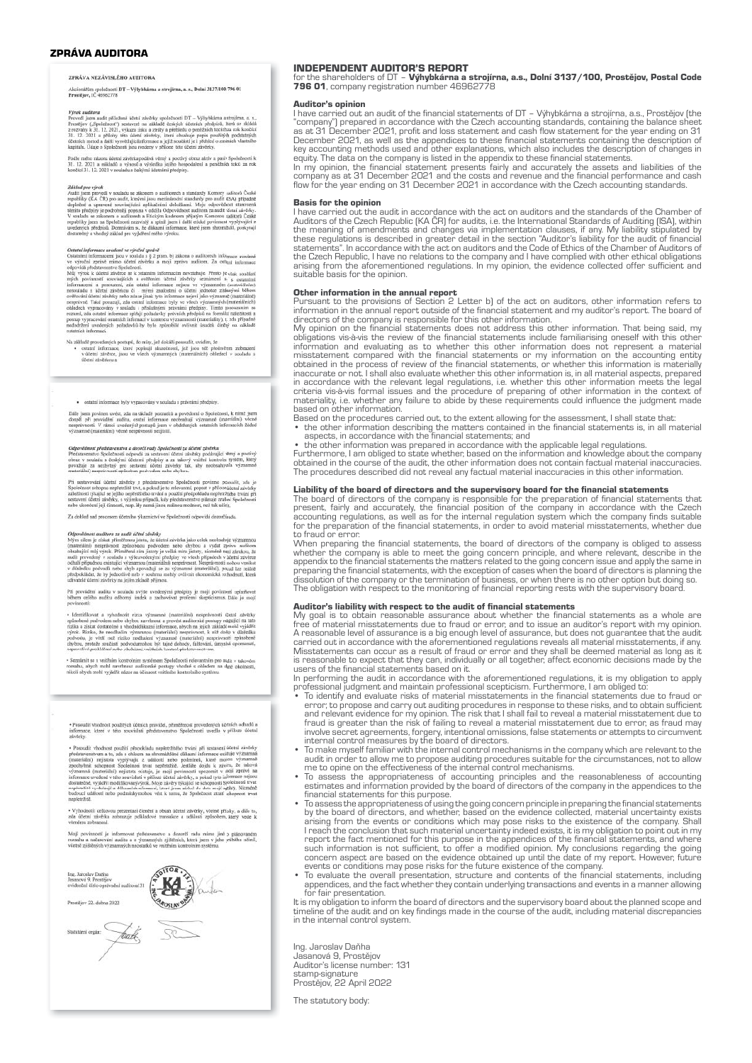## ZPRÁVA AUDITORA

## INDEPENDENT AUDITOR'S REPORT

for the shareholders of DT – **Výhybkárna a strojírna, a.s., Dolní 3137/100, Prostějov, Postal Code 796 01**, company registration number 46962778

### Auditor's opinion

I have carried out an audit of the financial statements of DT – Výhybkárna a strojírna, a.s., Prostějov (the "company") prepared in accordance with the Czech accounting standards, containing the balance sheet as at 31 December 2021, profit and loss statement and cash flow statement for the year ending on 31 December 2021, as well as the appendices to these financial statements containing the description of key accounting methods used and other explanations, which also includes the description of changes in equity. The data on the company is listed in the appendix to these financial statements.

In my opinion, the financial statement presents fairly and accurately the assets and liabilities of the company as at 31 December 2021 and the costs and revenue and the financial performance and cash flow for the year ending on 31 December 2021 in accordance with the Czech accounting standards.

### Basis for the opinion

I have carried out the audit in accordance with the act on auditors and the standards of the Chamber of Auditors of the Czech Republic (KA ČR) for audits, i.e. the International Standards of Auditing (ISA), within the meaning of amendments and changes via implementation clauses, if any. My liability stipulated by these regulations is described in greater detail in the section "Auditor's liability for the audit of financial statements". In accordance with the act on auditors and the Code of Ethics of the Chamber of Auditors of the Czech Republic, I have no relations to the company and I have complied with other ethical obligations arising from the aforementioned regulations. In my opinion, the evidence collected offer sufficient and suitable basis for the opinion.

### Other information in the annual report

Pursuant to the provisions of Section 2 Letter b) of the act on auditors, other information refers to information in the annual report outside of the financial statement and my auditor's report. The board of directors of the company is responsible for this other information.

My opinion on the financial statements does not address this other information. That being said, my obligations vis-à-vis the review of the financial statements include familiarising oneself with this other information and evaluating as to whether this other information does not represent a material misstatement compared with the financial statements or my information on the accounting entity obtained in the process of review of the financial statements, or whether this information is materially inaccurate or not. I shall also evaluate whether this other information is, in all material aspects, prepared in accordance with the relevant legal regulations, i.e. whether this other information meets the legal criteria vis-à-vis formal issues and the procedure of preparing of other information in the context of materiality, i.e. whether any failure to abide by these requirements could influence the judgment made based on other information.

Based on the procedures carried out, to the extent allowing for the assessment, I shall state that:

- the other information describing the matters contained in the financial statements is, in all material aspects, in accordance with the financial statements; and
- the other information was prepared in accordance with the applicable legal regulations.

Furthermore, I am obliged to state whether, based on the information and knowledge about the company obtained in the course of the audit, the other information does not contain factual material inaccuracies. The procedures described did not reveal any factual material inaccuracies in this other information.

### Liability of the board of directors and the supervisory board for the financial statements

The board of directors of the company is responsible for the preparation of financial statements that present, fairly and accurately, the financial position of the company in accordance with the Czech accounting regulations, as well as for the internal regulation system which the company finds suitable for the preparation of the financial statements, in order to avoid material misstatements, whether due to fraud or error.

When preparing the financial statements, the board of directors of the company is obliged to assess whether the company is able to meet the going concern principle, and where relevant, describe in the appendix to the financial statements the matters related to the going concern issue and apply the same in preparing the financial statements, with the exception of cases when the board of directors is planning the dissolution of the company or the termination of business, or when there is no other option but doing so. The obligation with respect to the monitoring of financial reporting rests with the supervisory board.

### Auditor's liability with respect to the audit of financial statements

My goal is to obtain reasonable assurance about whether the financial statements as a whole are free of material misstatements due to fraud or error, and to issue an auditor's report with my opinion. A reasonable level of assurance is a big enough level of assurance, but does not guarantee that the audit carried out in accordance with the aforementioned regulations reveals all material misstatements, if any. Misstatements can occur as a result of fraud or error and they shall be deemed material as long as it is reasonable to expect that they can, individually or all together, affect economic decisions made by the users of the financial statements based on it.

In performing the audit in accordance with the aforementioned regulations, it is my obligation to apply professional judgment and maintain professional scepticism. Furthermore, I am obliged to:

- To identify and evaluate risks of material misstatements in the financial statements due to fraud or error; to propose and carry out auditing procedures in response to these risks, and to obtain sufficient and relevant evidence for my opinion. The risk that I shall fail to reveal a material misstatement due to fraud is greater than the risk of failing to reveal a material misstatement due to error, as fraud may involve secret agreements, forgery, intentional omissions, false statements or attempts to circumvent internal control measures by the board of directors.
- To make myself familiar with the internal control mechanisms in the company which are relevant to the audit in order to allow me to propose auditing procedures suitable for the circumstances, not to allow me to opine on the effectiveness of the internal control mechanisms.
- To assess the appropriateness of accounting principles and the reasonableness of accounting estimates and information provided by the board of directors of the company in the appendices to the financial statements for this purpose.
- To assess the appropriateness of using the going concern principle in preparing the financial statements by the board of directors, and whether, based on the evidence collected, material uncertainty exists arising from the events or conditions which may pose risks to the existence of the company. Shall I reach the conclusion that such material uncertainty indeed exists, it is my obligation to point out in my report the fact mentioned for this purpose in the appendices of the financial statements, and where such information is not sufficient, to offer a modified opinion. My conclusions regarding the going concern aspect are based on the evidence obtained up until the date of my report. However, future events or conditions may pose risks for the future existence of the company.
- To evaluate the overall presentation, structure and contents of the financial statements, including appendices, and the fact whether they contain underlying transactions and events in a manner allowing for fair presentation.

It is my obligation to inform the board of directors and the supervisory board about the planned scope and timeline of the audit and on key findings made in the course of the audit, including material discrepancies in the internal control system.

Ing. Jaroslav Daňha
Jasanová 9, Prostějov
Auditor's license number: 131
stamp-signature
Prostějov, 22 April 2022

The statutory body: